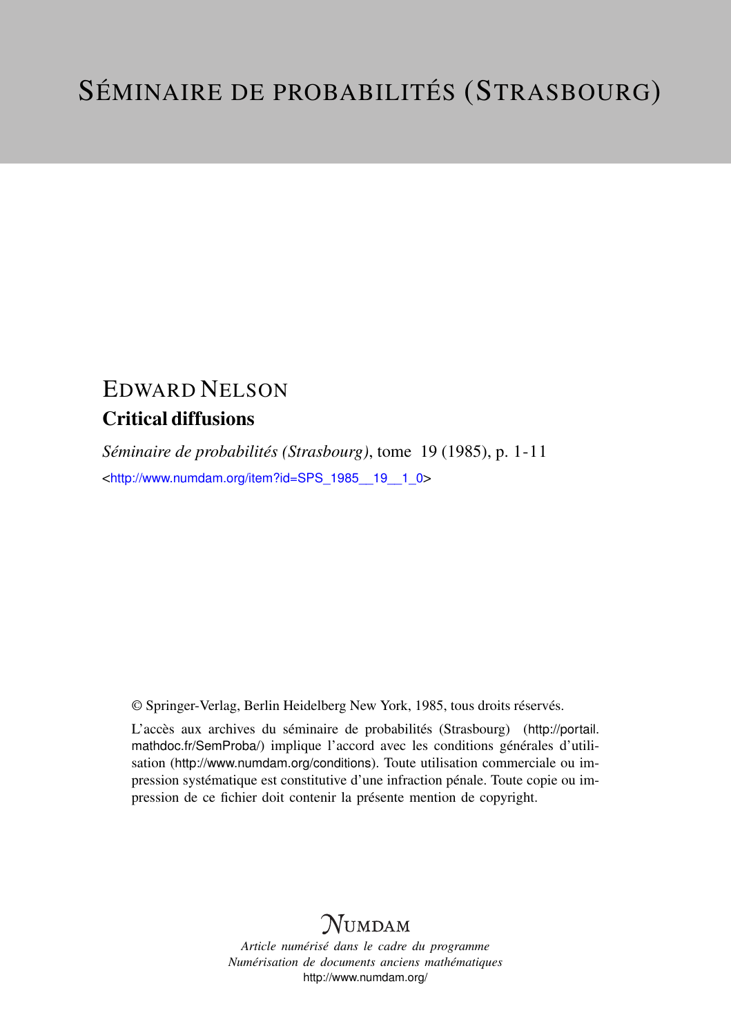# SÉMINAIRE DE PROBABILITÉS (STRASBOURG)

EDWARD NELSON

**Critical diffusions**

*Séminaire de probabilités (Strasbourg)*, tome 19 (1985), p. 1-11

<http://www.numdam.org/item?id=SPS_1985__19__1_0>

© Springer-Verlag, Berlin Heidelberg New York, 1985, tous droits réservés.

L'accès aux archives du séminaire de probabilités (Strasbourg) (http://portail.mathdoc.fr/SemProba/) implique l'accord avec les conditions générales d'utilisation (http://www.numdam.org/conditions). Toute utilisation commerciale ou impression systématique est constitutive d'une infraction pénale. Toute copie ou impression de ce fichier doit contenir la présente mention de copyright.

NUMDAM

*Article numérisé dans le cadre du programme Numérisation de documents anciens mathématiques*
http://www.numdam.org/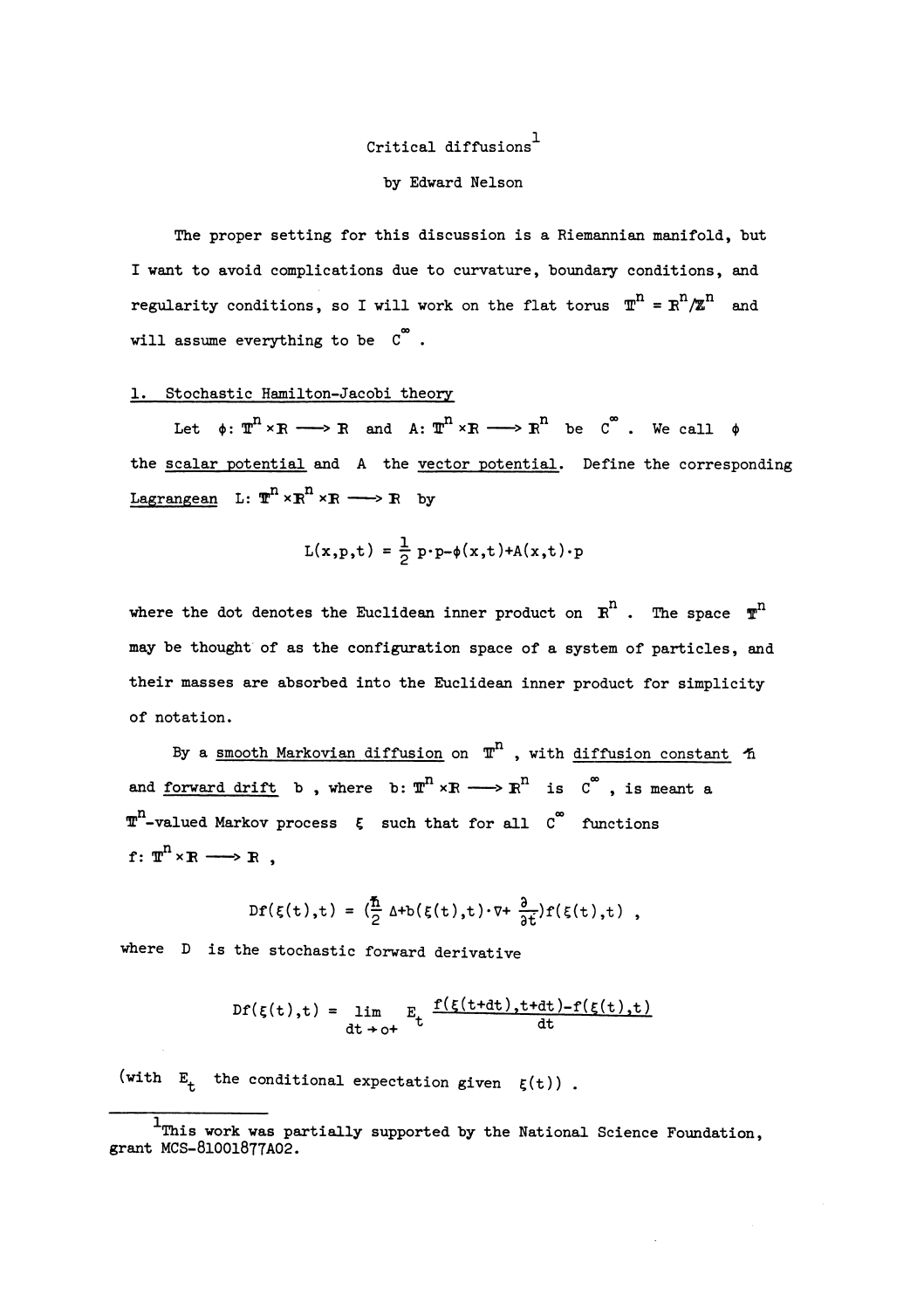# Critical diffusions[1]

by Edward Nelson

The proper setting for this discussion is a Riemannian manifold, but I want to avoid complications due to curvature, boundary conditions, and regularity conditions, so I will work on the flat torus $\mathbb{T}^n = \mathbb{R}^n/\mathbb{Z}^n$ and will assume everything to be $C^\infty$.

## 1. Stochastic Hamilton-Jacobi theory

Let $\phi: \mathbb{T}^n \times \mathbb{R} \longrightarrow \mathbb{R}$ and $A: \mathbb{T}^n \times \mathbb{R} \longrightarrow \mathbb{R}^n$ be $C^\infty$. We call $\phi$ the scalar potential and $A$ the vector potential. Define the corresponding Lagrangean $L: \mathbb{T}^n \times \mathbb{R}^n \times \mathbb{R} \longrightarrow \mathbb{R}$ by

$$L(x,p,t) = \frac{1}{2}\, p\cdot p - \phi(x,t) + A(x,t)\cdot p$$

where the dot denotes the Euclidean inner product on $\mathbb{R}^n$. The space $\mathbb{T}^n$ may be thought of as the configuration space of a system of particles, and their masses are absorbed into the Euclidean inner product for simplicity of notation.

By a smooth Markovian diffusion on $\mathbb{T}^n$, with diffusion constant $\hbar$ and forward drift $b$, where $b: \mathbb{T}^n \times \mathbb{R} \longrightarrow \mathbb{R}^n$ is $C^\infty$, is meant a $\mathbb{T}^n$-valued Markov process $\xi$ such that for all $C^\infty$ functions $f: \mathbb{T}^n \times \mathbb{R} \longrightarrow \mathbb{R}$,

$$Df(\xi(t),t) = \left(\frac{\hbar}{2}\Delta + b(\xi(t),t)\cdot\nabla + \frac{\partial}{\partial t}\right) f(\xi(t),t) ,$$

where $D$ is the stochastic forward derivative

$$Df(\xi(t),t) = \lim_{dt \to 0+} E_t \frac{f(\xi(t+dt),t+dt) - f(\xi(t),t)}{dt}$$

(with $E_t$ the conditional expectation given $\xi(t)$).

---

[1] This work was partially supported by the National Science Foundation, grant MCS-81001877A02.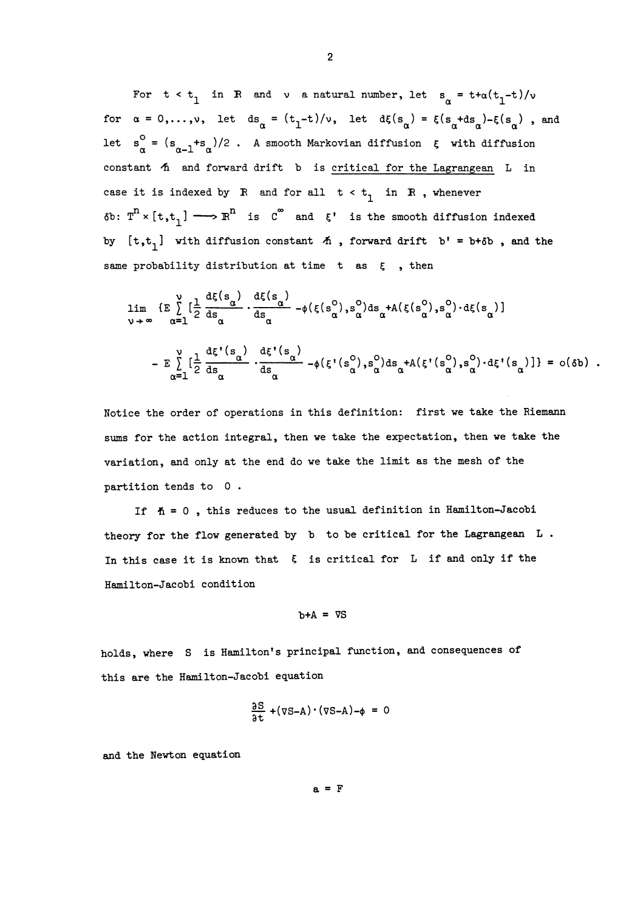For $t < t_1$ in $\mathbb{R}$ and $\nu$ a natural number, let $s_\alpha = t+\alpha(t_1-t)/\nu$ for $\alpha = 0,\ldots,\nu$, let $ds_\alpha = (t_1-t)/\nu$, let $d\xi(s_\alpha) = \xi(s_\alpha+ds_\alpha)-\xi(s_\alpha)$, and let $s_\alpha^o = (s_{\alpha-1}+s_\alpha)/2$. A smooth Markovian diffusion $\xi$ with diffusion constant $\hbar$ and forward drift $b$ is <u>critical for the Lagrangean</u> $L$ in case it is indexed by $\mathbb{R}$ and for all $t < t_1$ in $\mathbb{R}$, whenever $\delta b\colon T^n \times [t,t_1] \longrightarrow \mathbb{R}^n$ is $C^\infty$ and $\xi'$ is the smooth diffusion indexed by $[t,t_1]$ with diffusion constant $\hbar$, forward drift $b' = b+\delta b$, and the same probability distribution at time $t$ as $\xi$, then

$$\lim_{\nu\to\infty} \{E \sum_{\alpha=1}^{\nu} [\frac{1}{2}\frac{d\xi(s_\alpha)}{ds_\alpha}\cdot\frac{d\xi(s_\alpha)}{ds_\alpha} - \phi(\xi(s_\alpha^o),s_\alpha^o)ds_\alpha + A(\xi(s_\alpha^o),s_\alpha^o)\cdot d\xi(s_\alpha)]$$

$$- E\sum_{\alpha=1}^{\nu}[\frac{1}{2}\frac{d\xi'(s_\alpha)}{ds_\alpha}\cdot\frac{d\xi'(s_\alpha)}{ds_\alpha} - \phi(\xi'(s_\alpha^o),s_\alpha^o)ds_\alpha + A(\xi'(s_\alpha^o),s_\alpha^o)\cdot d\xi'(s_\alpha)]\} = o(\delta b) \ .$$

Notice the order of operations in this definition: first we take the Riemann sums for the action integral, then we take the expectation, then we take the variation, and only at the end do we take the limit as the mesh of the partition tends to $0$.

If $\hbar = 0$, this reduces to the usual definition in Hamilton-Jacobi theory for the flow generated by $b$ to be critical for the Lagrangean $L$. In this case it is known that $\xi$ is critical for $L$ if and only if the Hamilton-Jacobi condition

$$b+A = \nabla S$$

holds, where $S$ is Hamilton's principal function, and consequences of this are the Hamilton-Jacobi equation

$$\frac{\partial S}{\partial t} + (\nabla S - A)\cdot(\nabla S - A) - \phi = 0$$

and the Newton equation

$$a = F$$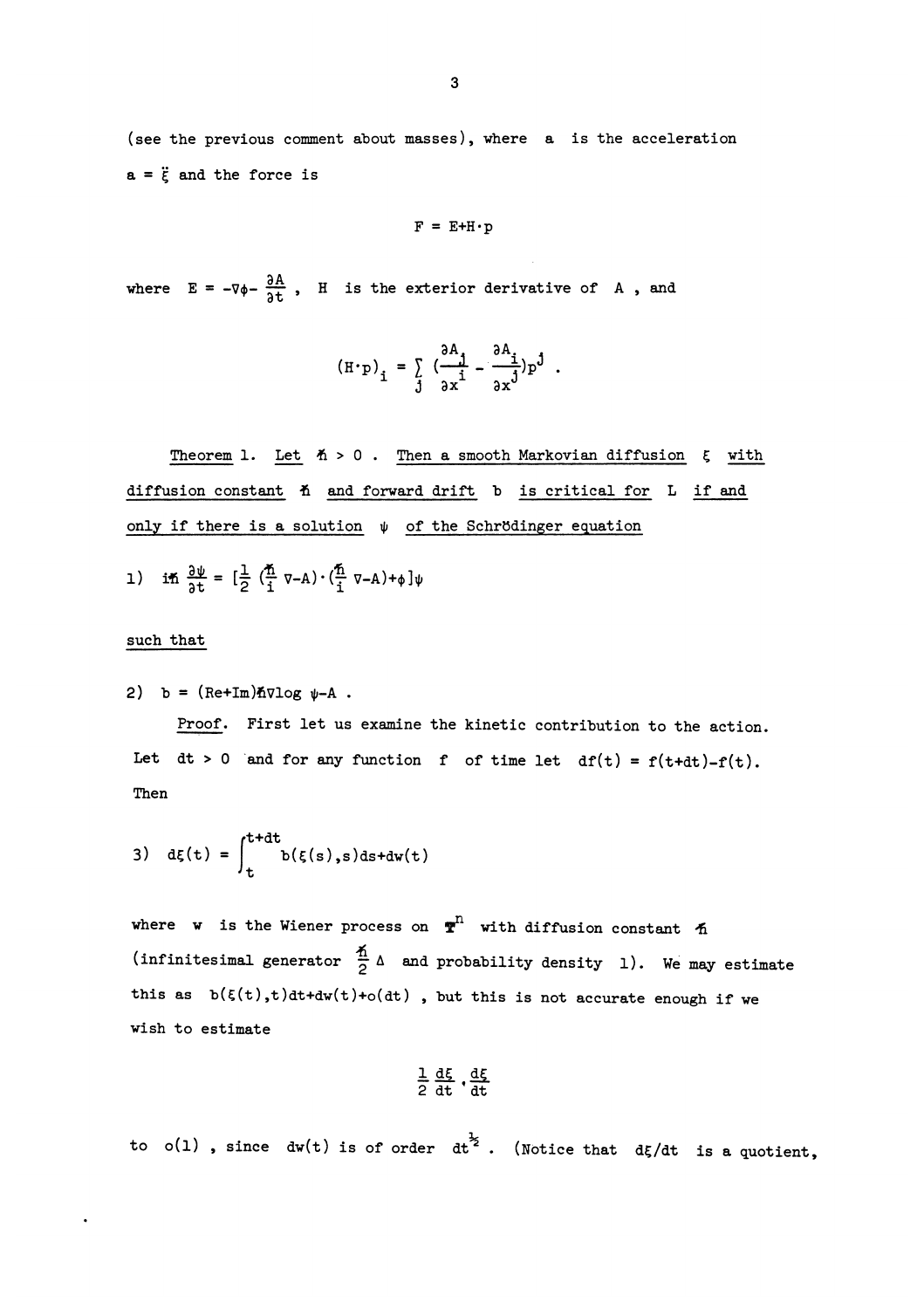(see the previous comment about masses), where $a$ is the acceleration $a = \ddot{\xi}$ and the force is

$$F = E + H \cdot p$$

where $E = -\nabla\phi - \frac{\partial A}{\partial t}$, $H$ is the exterior derivative of $A$, and

$$(H \cdot p)_i = \sum_j \left(\frac{\partial A_j}{\partial x^i} - \frac{\partial A_i}{\partial x^j}\right) p^j .$$

<u>Theorem 1. Let $\hbar > 0$. Then a smooth Markovian diffusion $\xi$ with diffusion constant $\hbar$ and forward drift $b$ is critical for $L$ if and only if there is a solution $\psi$ of the Schrödinger equation</u>

1) $i\hbar \frac{\partial \psi}{\partial t} = [\frac{1}{2}(\frac{\hbar}{i}\nabla - A)\cdot(\frac{\hbar}{i}\nabla - A) + \phi]\psi$

<u>such that</u>

2) $b = (\mathrm{Re} + \mathrm{Im})\hbar\nabla \log \psi - A$.

<u>Proof</u>. First let us examine the kinetic contribution to the action. Let $dt > 0$ and for any function $f$ of time let $df(t) = f(t+dt) - f(t)$. Then

3) $d\xi(t) = \int_t^{t+dt} b(\xi(s),s)ds + dw(t)$

where $w$ is the Wiener process on $\mathbf{T}^n$ with diffusion constant $\hbar$ (infinitesimal generator $\frac{\hbar}{2}\Delta$ and probability density 1). We may estimate this as $b(\xi(t),t)dt + dw(t) + o(dt)$, but this is not accurate enough if we wish to estimate

$$\frac{1}{2}\frac{d\xi}{dt} \cdot \frac{d\xi}{dt}$$

to $o(1)$, since $dw(t)$ is of order $dt^{\frac{1}{2}}$. (Notice that $d\xi/dt$ is a quotient,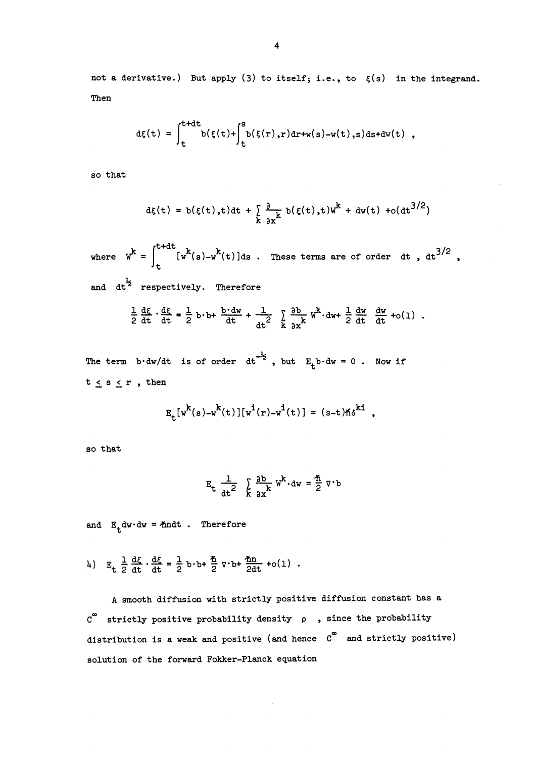not a derivative.) But apply (3) to itself; i.e., to $\xi(s)$ in the integrand. Then

$$d\xi(t) = \int_t^{t+dt} b(\xi(t)+\int_t^s b(\xi(r),r)dr+w(s)-w(t),s)ds+dw(t) ,$$

so that

$$d\xi(t) = b(\xi(t),t)dt + \sum_k \frac{\partial}{\partial x^k} b(\xi(t),t)W^k + dw(t) + o(dt^{3/2})$$

where $W^k = \int_t^{t+dt} [w^k(s)-w^k(t)]ds$ . These terms are of order $dt$ , $dt^{3/2}$ , and $dt^{\frac{1}{2}}$ respectively. Therefore

$$\frac{1}{2}\frac{d\xi}{dt}\cdot\frac{d\xi}{dt} = \frac{1}{2} b\cdot b + \frac{b\cdot dw}{dt} + \frac{1}{dt^2}\sum_k \frac{\partial b}{\partial x^k} W^k\cdot dw + \frac{1}{2}\frac{dw}{dt}\frac{dw}{dt} + o(1) .$$

The term $b\cdot dw/dt$ is of order $dt^{-\frac{1}{2}}$ , but $E_t b\cdot dw = 0$ . Now if $t \leq s \leq r$ , then

$$E_t[w^k(s)-w^k(t)][w^i(r)-w^i(t)] = (s-t)\hbar\delta^{ki} ,$$

so that

$$E_t \frac{1}{dt^2} \sum_k \frac{\partial b}{\partial x^k} W^k\cdot dw = \frac{\hbar}{2} \nabla\cdot b$$

and $E_t dw\cdot dw = \hbar n dt$ . Therefore

$$\text{4)} \quad E_t \frac{1}{2}\frac{d\xi}{dt}\cdot\frac{d\xi}{dt} = \frac{1}{2} b\cdot b + \frac{\hbar}{2}\nabla\cdot b + \frac{\hbar n}{2dt} + o(1) .$$

A smooth diffusion with strictly positive diffusion constant has a $C^\infty$ strictly positive probability density $\rho$ , since the probability distribution is a weak and positive (and hence $C^\infty$ and strictly positive) solution of the forward Fokker-Planck equation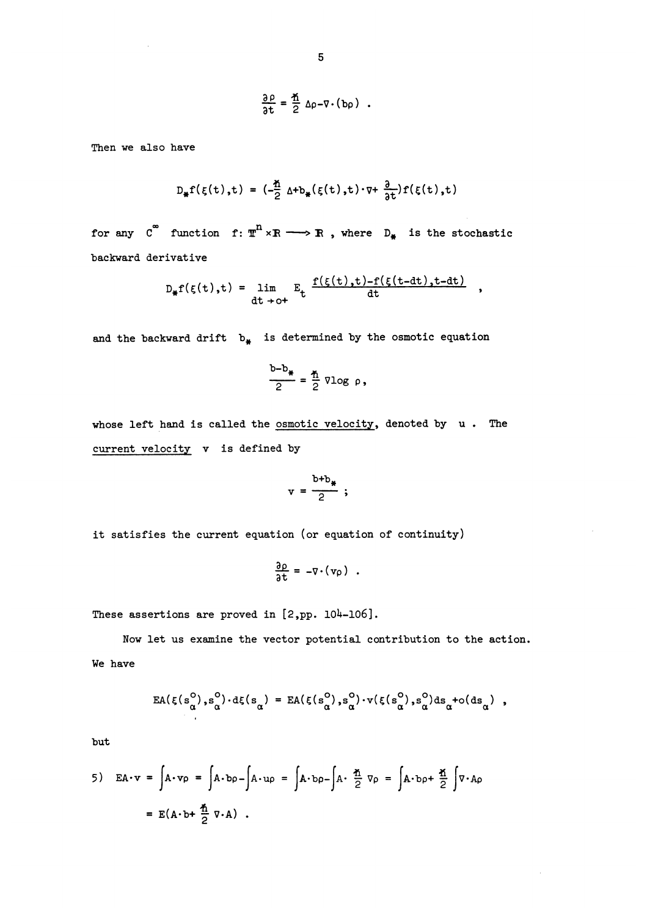$$\frac{\partial \rho}{\partial t} = \frac{\hbar}{2} \Delta \rho - \nabla \cdot (b\rho) .$$

Then we also have

$$D_* f(\xi(t),t) = (-\frac{\hbar}{2} \Delta + b_*(\xi(t),t) \cdot \nabla + \frac{\partial}{\partial t}) f(\xi(t),t)$$

for any $C^\infty$ function $f: \mathbb{T}^n \times \mathbb{R} \longrightarrow \mathbb{R}$ , where $D_*$ is the stochastic backward derivative

$$D_* f(\xi(t),t) = \lim_{dt \to 0+} E_t \frac{f(\xi(t),t) - f(\xi(t-dt),t-dt)}{dt} ,$$

and the backward drift $b_*$ is determined by the osmotic equation

$$\frac{b - b_*}{2} = \frac{\hbar}{2} \nabla \log \rho ,$$

whose left hand is called the <u>osmotic velocity</u>, denoted by $u$ . The <u>current velocity</u> $v$ is defined by

$$v = \frac{b + b_*}{2} ;$$

it satisfies the current equation (or equation of continuity)

$$\frac{\partial \rho}{\partial t} = -\nabla \cdot (v\rho) .$$

These assertions are proved in [2,pp. 104-106].

Now let us examine the vector potential contribution to the action. We have

$$EA(\xi(s_\alpha^o),s_\alpha^o) \cdot d\xi(s_\alpha) = EA(\xi(s_\alpha^o),s_\alpha^o) \cdot v(\xi(s_\alpha^o),s_\alpha^o) ds_\alpha + o(ds_\alpha) ,$$

but

$$\text{5)} \quad EA \cdot v = \int A \cdot v\rho = \int A \cdot b\rho - \int A \cdot u\rho = \int A \cdot b\rho - \int A \cdot \frac{\hbar}{2} \nabla \rho = \int A \cdot b\rho + \frac{\hbar}{2} \int \nabla \cdot A\rho$$

$$= E(A \cdot b + \frac{\hbar}{2} \nabla \cdot A) .$$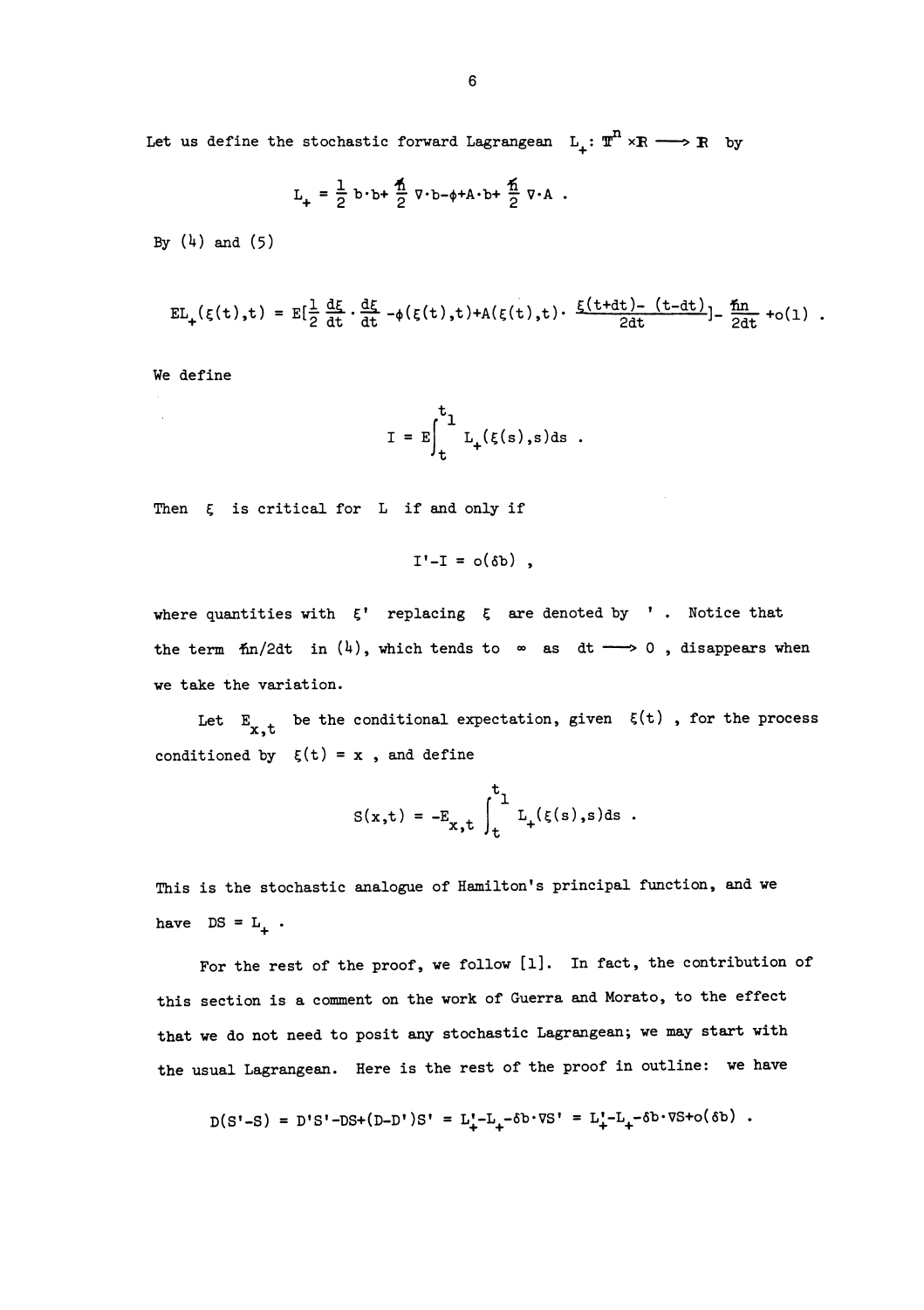Let us define the stochastic forward Lagrangean $L_+ : \mathbb{T}^n \times \mathbb{R} \longrightarrow \mathbb{R}$ by

$$L_+ = \frac{1}{2}\, b\cdot b + \frac{\hbar}{2}\, \nabla\cdot b - \phi + A\cdot b + \frac{\hbar}{2}\, \nabla\cdot A \ .$$

By (4) and (5)

$$EL_+(\xi(t),t) = E\Big[\frac{1}{2}\,\frac{d\xi}{dt}\cdot\frac{d\xi}{dt} - \phi(\xi(t),t) + A(\xi(t),t)\cdot \frac{\xi(t+dt)-\ (t-dt)}{2dt}\Big] - \frac{\hbar n}{2dt} + o(1) \ .$$

We define

$$I = E\int_t^{t_1} L_+(\xi(s),s)ds \ .$$

Then $\xi$ is critical for $L$ if and only if

$$I' - I = o(\delta b) \ ,$$

where quantities with $\xi'$ replacing $\xi$ are denoted by $'$ . Notice that the term $\hbar n/2dt$ in (4), which tends to $\infty$ as $dt \longrightarrow 0$ , disappears when we take the variation.

Let $E_{x,t}$ be the conditional expectation, given $\xi(t)$ , for the process conditioned by $\xi(t) = x$ , and define

$$S(x,t) = -E_{x,t}\int_t^{t_1} L_+(\xi(s),s)ds \ .$$

This is the stochastic analogue of Hamilton's principal function, and we have $DS = L_+$ .

For the rest of the proof, we follow [1]. In fact, the contribution of this section is a comment on the work of Guerra and Morato, to the effect that we do not need to posit any stochastic Lagrangean; we may start with the usual Lagrangean. Here is the rest of the proof in outline: we have

$$D(S'-S) = D'S' - DS + (D-D')S' = L_+' - L_+ - \delta b\cdot\nabla S' = L_+' - L_+ - \delta b\cdot\nabla S + o(\delta b) \ .$$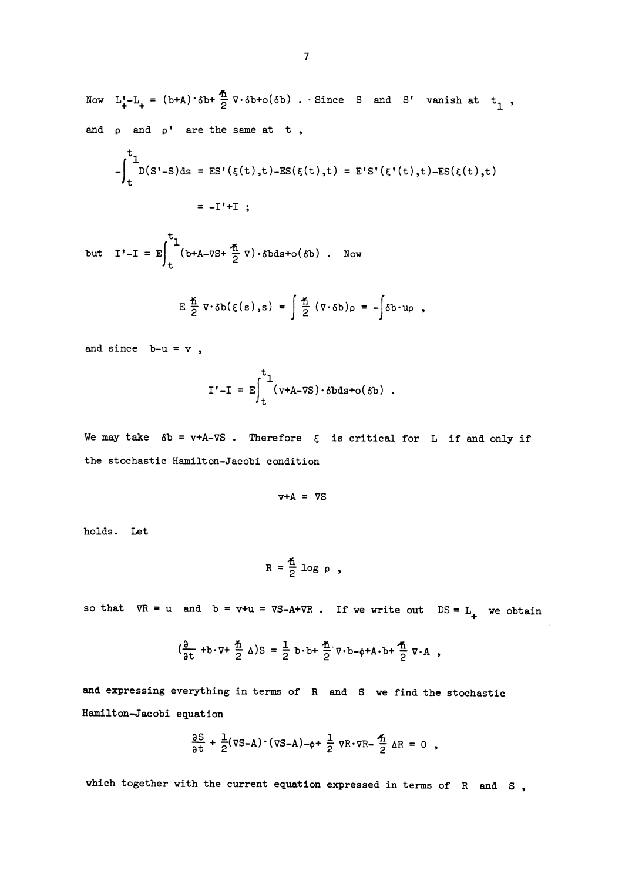Now $L'_+ - L_+ = (b+A)\cdot\delta b + \frac{\hbar}{2}\nabla\cdot\delta b + o(\delta b)$ . Since $S$ and $S'$ vanish at $t_1$ , and $\rho$ and $\rho'$ are the same at $t$ ,

$$-\int_t^{t_1} D(S'-S)ds = ES'(\xi(t),t) - ES(\xi(t),t) = E'S'(\xi'(t),t) - ES(\xi(t),t)$$

$$= -I' + I \ ;$$

but $I' - I = E\int_t^{t_1}(b+A-\nabla S+\frac{\hbar}{2}\nabla)\cdot\delta b ds + o(\delta b)$ . Now

$$E\,\frac{\hbar}{2}\nabla\cdot\delta b(\xi(s),s) = \int\frac{\hbar}{2}(\nabla\cdot\delta b)\rho = -\int\delta b\cdot u\rho \ ,$$

and since $b-u = v$ ,

$$I'-I = E\int_t^{t_1}(v+A-\nabla S)\cdot\delta b ds + o(\delta b) \ .$$

We may take $\delta b = v+A-\nabla S$ . Therefore $\xi$ is critical for $L$ if and only if the stochastic Hamilton-Jacobi condition

$$v+A = \nabla S$$

holds. Let

$$R = \frac{\hbar}{2}\log\rho \ ,$$

so that $\nabla R = u$ and $b = v+u = \nabla S - A + \nabla R$ . If we write out $DS = L_+$ we obtain

$$\left(\frac{\partial}{\partial t} + b\cdot\nabla + \frac{\hbar}{2}\Delta\right)S = \frac{1}{2}b\cdot b + \frac{\hbar}{2}\nabla\cdot b - \phi + A\cdot b + \frac{\hbar}{2}\nabla\cdot A \ ,$$

and expressing everything in terms of $R$ and $S$ we find the stochastic Hamilton-Jacobi equation

$$\frac{\partial S}{\partial t} + \frac{1}{2}(\nabla S - A)\cdot(\nabla S - A) - \phi + \frac{1}{2}\nabla R\cdot\nabla R - \frac{\hbar}{2}\Delta R = 0 \ ,$$

which together with the current equation expressed in terms of $R$ and $S$ ,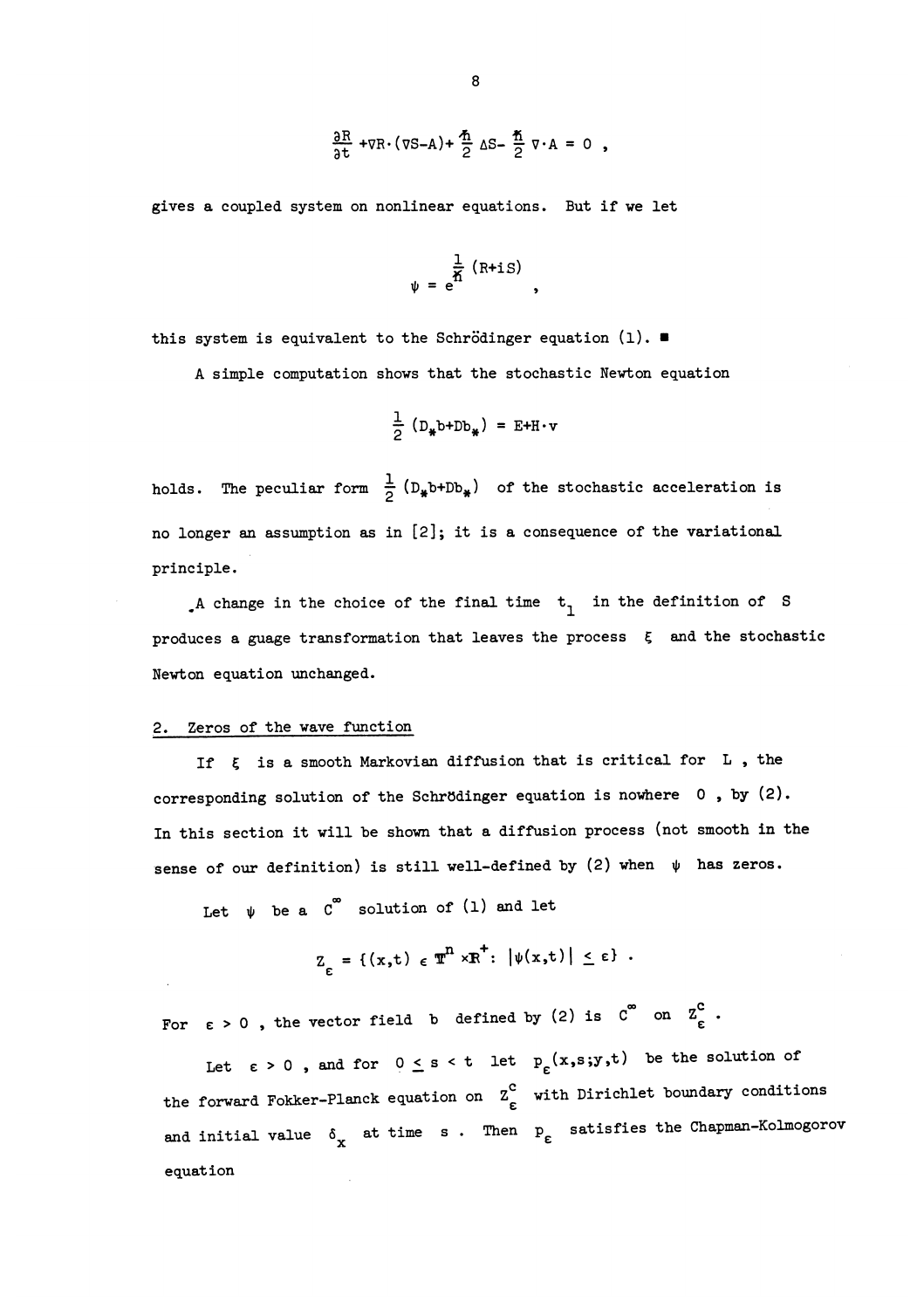$$\frac{\partial R}{\partial t} + \nabla R \cdot (\nabla S - A) + \frac{\hbar}{2} \Delta S - \frac{\hbar}{2} \nabla \cdot A = 0 \ ,$$

gives a coupled system on nonlinear equations. But if we let

$$\psi = e^{\frac{1}{\hbar}(R+iS)} \ ,$$

this system is equivalent to the Schrödinger equation (1). ∎

A simple computation shows that the stochastic Newton equation

$$\frac{1}{2}(D_* b + D b_*) = E + H \cdot v$$

holds. The peculiar form $\frac{1}{2}(D_* b + D b_*)$ of the stochastic acceleration is no longer an assumption as in [2]; it is a consequence of the variational principle.

A change in the choice of the final time $t_1$ in the definition of $S$ produces a guage transformation that leaves the process $\xi$ and the stochastic Newton equation unchanged.

## 2. Zeros of the wave function

If $\xi$ is a smooth Markovian diffusion that is critical for $L$, the corresponding solution of the Schrödinger equation is nowhere $0$, by (2). In this section it will be shown that a diffusion process (not smooth in the sense of our definition) is still well-defined by (2) when $\psi$ has zeros.

Let $\psi$ be a $C^\infty$ solution of (1) and let

$$Z_\varepsilon = \{(x,t) \in \mathbb{T}^n \times \mathbb{R}^+ : |\psi(x,t)| \leq \varepsilon\} \ .$$

For $\varepsilon > 0$, the vector field $b$ defined by (2) is $C^\infty$ on $Z_\varepsilon^c$.

Let $\varepsilon > 0$, and for $0 \leq s < t$ let $p_\varepsilon(x,s;y,t)$ be the solution of the forward Fokker-Planck equation on $Z_\varepsilon^c$ with Dirichlet boundary conditions and initial value $\delta_x$ at time $s$. Then $p_\varepsilon$ satisfies the Chapman-Kolmogorov equation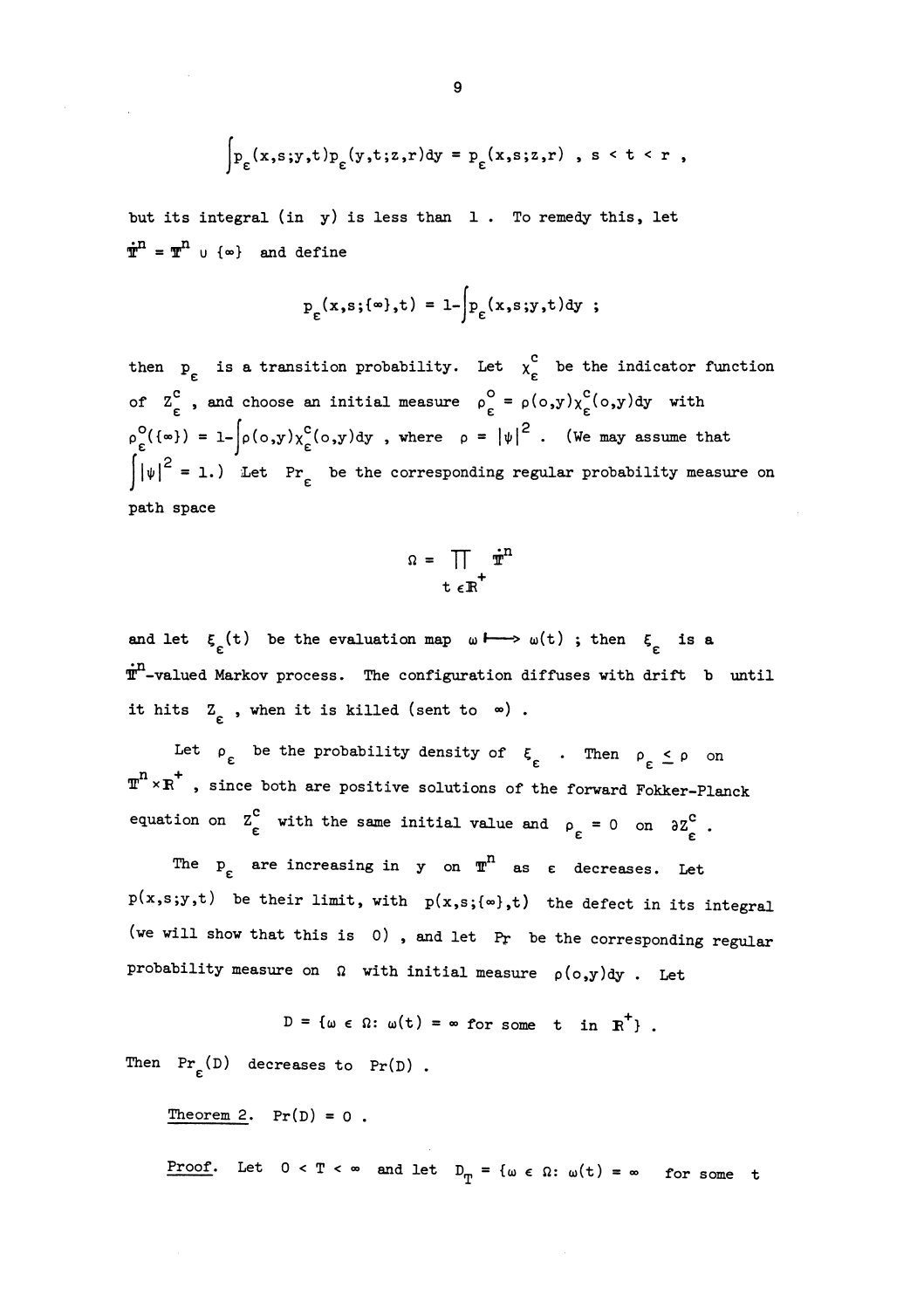$$\int p_\varepsilon(x,s;y,t)p_\varepsilon(y,t;z,r)dy = p_\varepsilon(x,s;z,r) \;,\; s < t < r \;,$$

but its integral (in $y$) is less than $1$. To remedy this, let $\dot{\mathbb{T}}^n = \mathbb{T}^n \cup \{\infty\}$ and define

$$p_\varepsilon(x,s;\{\infty\},t) = 1-\int p_\varepsilon(x,s;y,t)dy \;;$$

then $p_\varepsilon$ is a transition probability. Let $\chi_\varepsilon^c$ be the indicator function of $Z_\varepsilon^c$, and choose an initial measure $\rho_\varepsilon^o = \rho(o,y)\chi_\varepsilon^c(o,y)dy$ with $\rho_\varepsilon^o(\{\infty\}) = 1-\int \rho(o,y)\chi_\varepsilon^c(o,y)dy$, where $\rho = |\psi|^2$. (We may assume that $\int |\psi|^2 = 1$.) Let $\Pr_\varepsilon$ be the corresponding regular probability measure on path space

$$\Omega = \prod_{t \in \mathbb{R}^+} \dot{\mathbb{T}}^n$$

and let $\xi_\varepsilon(t)$ be the evaluation map $\omega \longmapsto \omega(t)$; then $\xi_\varepsilon$ is a $\dot{\mathbb{T}}^n$-valued Markov process. The configuration diffuses with drift $b$ until it hits $Z_\varepsilon$, when it is killed (sent to $\infty$).

Let $\rho_\varepsilon$ be the probability density of $\xi_\varepsilon$. Then $\rho_\varepsilon \leq \rho$ on $\mathbb{T}^n \times \mathbb{R}^+$, since both are positive solutions of the forward Fokker-Planck equation on $Z_\varepsilon^c$ with the same initial value and $\rho_\varepsilon = 0$ on $\partial Z_\varepsilon^c$.

The $p_\varepsilon$ are increasing in $y$ on $\mathbb{T}^n$ as $\varepsilon$ decreases. Let $p(x,s;y,t)$ be their limit, with $p(x,s;\{\infty\},t)$ the defect in its integral (we will show that this is $0$), and let $\Pr$ be the corresponding regular probability measure on $\Omega$ with initial measure $\rho(o,y)dy$. Let

$$D = \{\omega \in \Omega\colon \omega(t) = \infty \text{ for some } t \text{ in } \mathbb{R}^+\}\;.$$

Then $\Pr_\varepsilon(D)$ decreases to $\Pr(D)$.

<u>Theorem 2</u>. $\Pr(D) = 0$.

<u>Proof</u>. Let $0 < T < \infty$ and let $D_T = \{\omega \in \Omega\colon \omega(t) = \infty$ for some $t$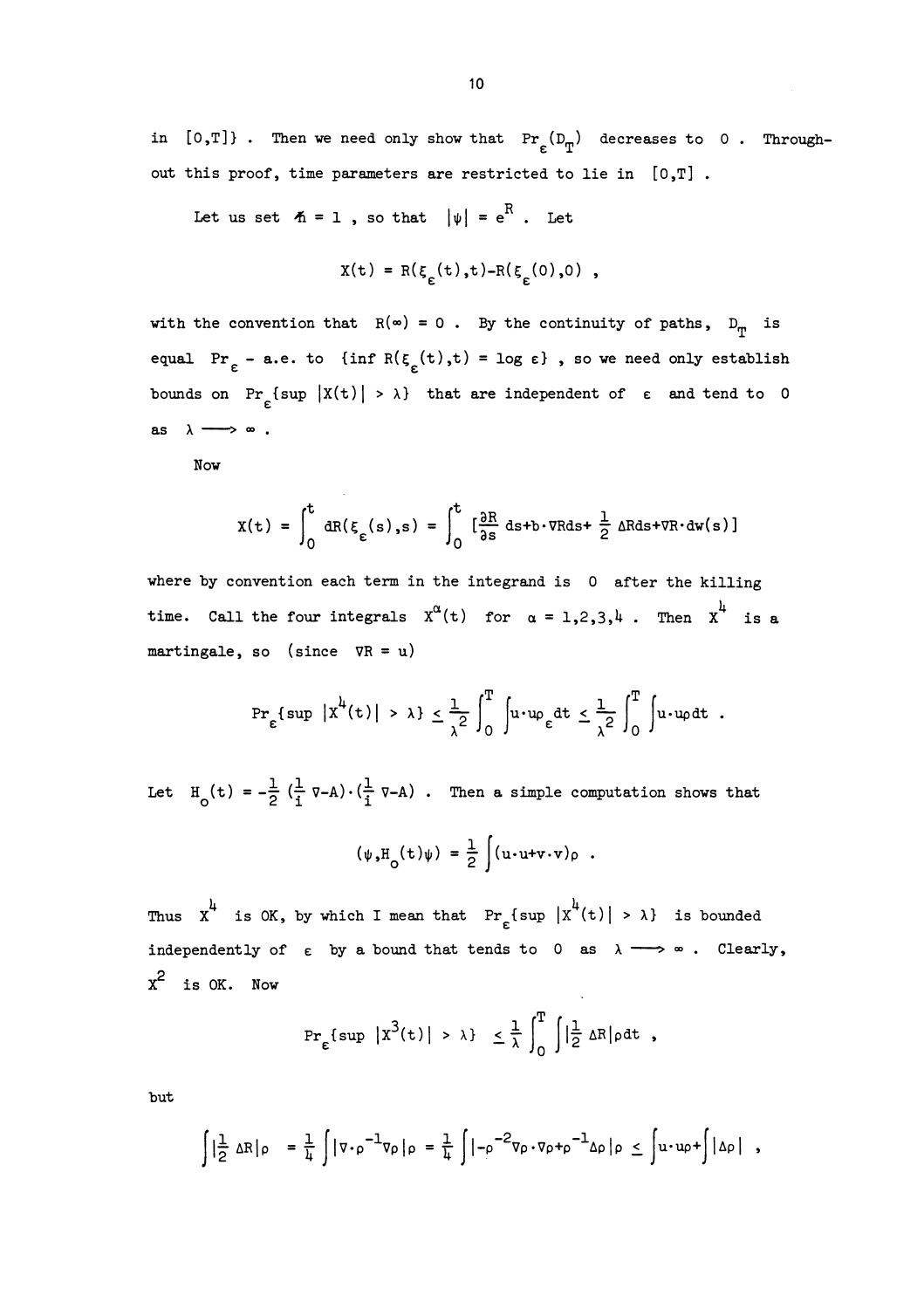in $[0,T]\}$ . Then we need only show that $\Pr_\varepsilon(D_T)$ decreases to $0$ . Throughout this proof, time parameters are restricted to lie in $[0,T]$ .

Let us set $\hbar = 1$ , so that $|\psi| = e^R$ . Let

$$X(t) = R(\xi_\varepsilon(t),t) - R(\xi_\varepsilon(0),0) ,$$

with the convention that $R(\infty) = 0$ . By the continuity of paths, $D_T$ is equal $\Pr_\varepsilon$ - a.e. to $\{\inf R(\xi_\varepsilon(t),t) = \log \varepsilon\}$ , so we need only establish bounds on $\Pr_\varepsilon\{\sup |X(t)| > \lambda\}$ that are independent of $\varepsilon$ and tend to $0$ as $\lambda \longrightarrow \infty$ .

Now

$$X(t) = \int_0^t dR(\xi_\varepsilon(s),s) = \int_0^t \left[\frac{\partial R}{\partial s}\,ds + b\cdot\nabla R\,ds + \frac{1}{2}\,\Delta R\,ds + \nabla R\cdot dw(s)\right]$$

where by convention each term in the integrand is $0$ after the killing time. Call the four integrals $X^\alpha(t)$ for $\alpha = 1,2,3,4$ . Then $X^4$ is a martingale, so (since $\nabla R = u$)

$$\Pr_\varepsilon\{\sup |X^4(t)| > \lambda\} \le \frac{1}{\lambda^2}\int_0^T \int u\cdot u\rho_\varepsilon dt \le \frac{1}{\lambda^2}\int_0^T \int u\cdot u\rho dt .$$

Let $H_0(t) = -\frac{1}{2}\left(\frac{1}{i}\nabla - A\right)\cdot\left(\frac{1}{i}\nabla - A\right)$ . Then a simple computation shows that

$$(\psi, H_0(t)\psi) = \frac{1}{2}\int (u\cdot u + v\cdot v)\rho .$$

Thus $X^4$ is OK, by which I mean that $\Pr_\varepsilon\{\sup |X^4(t)| > \lambda\}$ is bounded independently of $\varepsilon$ by a bound that tends to $0$ as $\lambda \longrightarrow \infty$ . Clearly, $X^2$ is OK. Now

$$\Pr_\varepsilon\{\sup |X^3(t)| > \lambda\} \le \frac{1}{\lambda}\int_0^T \int \left|\frac{1}{2}\,\Delta R\right|\rho dt ,$$

but

$$\int \left|\frac{1}{2}\,\Delta R\right|\rho = \frac{1}{4}\int |\nabla\cdot\rho^{-1}\nabla\rho|\rho = \frac{1}{4}\int |-\rho^{-2}\nabla\rho\cdot\nabla\rho + \rho^{-1}\Delta\rho|\rho \le \int u\cdot u\rho + \int |\Delta\rho| ,$$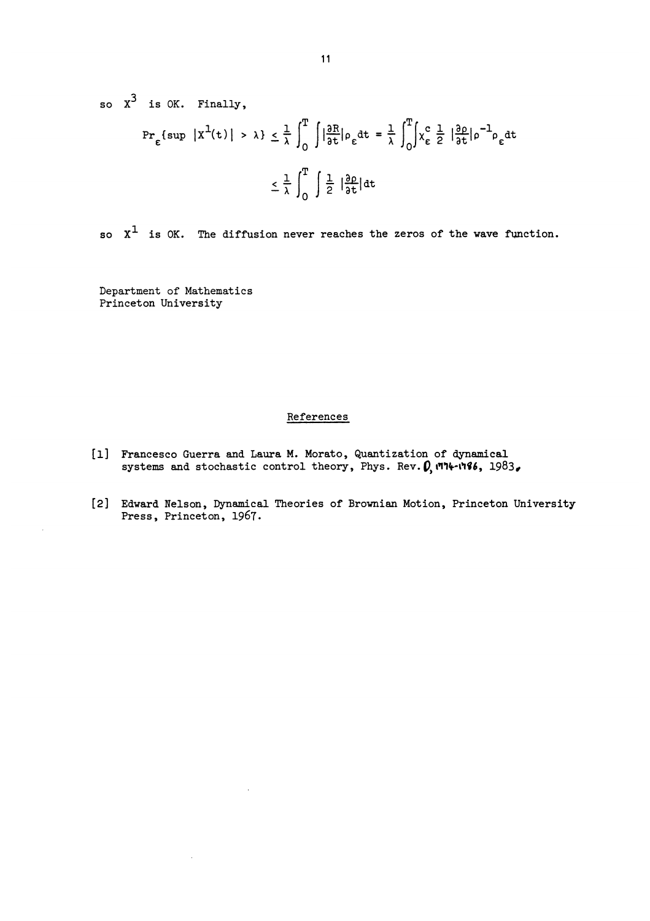so $X^3$ is OK. Finally,

$$\Pr_\varepsilon\{\sup |X^1(t)| > \lambda\} \leq \frac{1}{\lambda}\int_0^T \int \left|\frac{\partial R}{\partial t}\right| \rho_\varepsilon dt = \frac{1}{\lambda}\int_0^T \int \chi_\varepsilon^c \frac{1}{2} \left|\frac{\partial \rho}{\partial t}\right| \rho^{-1} \rho_\varepsilon dt$$

$$\leq \frac{1}{\lambda}\int_0^T \int \frac{1}{2} \left|\frac{\partial \rho}{\partial t}\right| dt$$

so $X^1$ is OK. The diffusion never reaches the zeros of the wave function.

Department of Mathematics
Princeton University

## References

[1] Francesco Guerra and Laura M. Morato, Quantization of dynamical systems and stochastic control theory, Phys. Rev. D, 1774-1786, 1983.

[2] Edward Nelson, Dynamical Theories of Brownian Motion, Princeton University Press, Princeton, 1967.